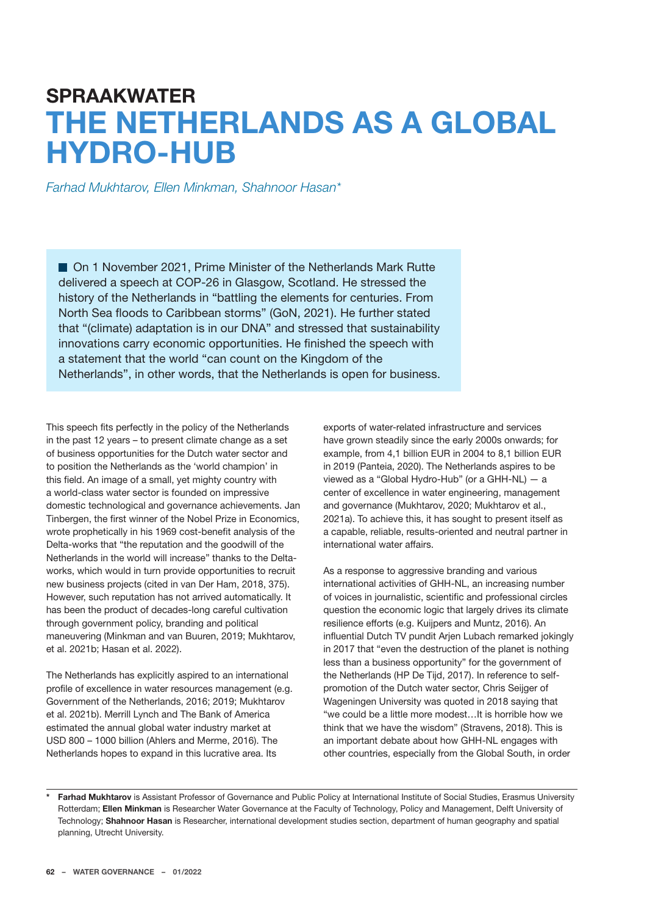# SPRAAKWATER

# THE NETHERLANDS AS A GLOBAL HYDRO-HUB

*Farhad Mukhtarov, Ellen Minkman, Shahnoor Hasan**

■ On 1 November 2021, Prime Minister of the Netherlands Mark Rutte delivered a speech at COP-26 in Glasgow, Scotland. He stressed the history of the Netherlands in "battling the elements for centuries. From North Sea floods to Caribbean storms" (GoN, 2021). He further stated that "(climate) adaptation is in our DNA" and stressed that sustainability innovations carry economic opportunities. He finished the speech with a statement that the world "can count on the Kingdom of the Netherlands", in other words, that the Netherlands is open for business.

This speech fits perfectly in the policy of the Netherlands in the past 12 years – to present climate change as a set of business opportunities for the Dutch water sector and to position the Netherlands as the 'world champion' in this field. An image of a small, yet mighty country with a world-class water sector is founded on impressive domestic technological and governance achievements. Jan Tinbergen, the first winner of the Nobel Prize in Economics, wrote prophetically in his 1969 cost-benefit analysis of the Delta-works that "the reputation and the goodwill of the Netherlands in the world will increase" thanks to the Delta-works, which would in turn provide opportunities to recruit new business projects (cited in van Der Ham, 2018, 375). However, such reputation has not arrived automatically. It has been the product of decades-long careful cultivation through government policy, branding and political maneuvering (Minkman and van Buuren, 2019; Mukhtarov, et al. 2021b; Hasan et al. 2022).

The Netherlands has explicitly aspired to an international profile of excellence in water resources management (e.g. Government of the Netherlands, 2016; 2019; Mukhtarov et al. 2021b). Merrill Lynch and The Bank of America estimated the annual global water industry market at USD 800 – 1000 billion (Ahlers and Merme, 2016). The Netherlands hopes to expand in this lucrative area. Its exports of water-related infrastructure and services have grown steadily since the early 2000s onwards; for example, from 4,1 billion EUR in 2004 to 8,1 billion EUR in 2019 (Panteia, 2020). The Netherlands aspires to be viewed as a "Global Hydro-Hub" (or a GHH-NL) — a center of excellence in water engineering, management and governance (Mukhtarov, 2020; Mukhtarov et al., 2021a). To achieve this, it has sought to present itself as a capable, reliable, results-oriented and neutral partner in international water affairs.

As a response to aggressive branding and various international activities of GHH-NL, an increasing number of voices in journalistic, scientific and professional circles question the economic logic that largely drives its climate resilience efforts (e.g. Kuijpers and Muntz, 2016). An influential Dutch TV pundit Arjen Lubach remarked jokingly in 2017 that "even the destruction of the planet is nothing less than a business opportunity" for the government of the Netherlands (HP De Tijd, 2017). In reference to self-promotion of the Dutch water sector, Chris Seijger of Wageningen University was quoted in 2018 saying that "we could be a little more modest…It is horrible how we think that we have the wisdom" (Stravens, 2018). This is an important debate about how GHH-NL engages with other countries, especially from the Global South, in order

---

\* **Farhad Mukhtarov** is Assistant Professor of Governance and Public Policy at International Institute of Social Studies, Erasmus University Rotterdam; **Ellen Minkman** is Researcher Water Governance at the Faculty of Technology, Policy and Management, Delft University of Technology; **Shahnoor Hasan** is Researcher, international development studies section, department of human geography and spatial planning, Utrecht University.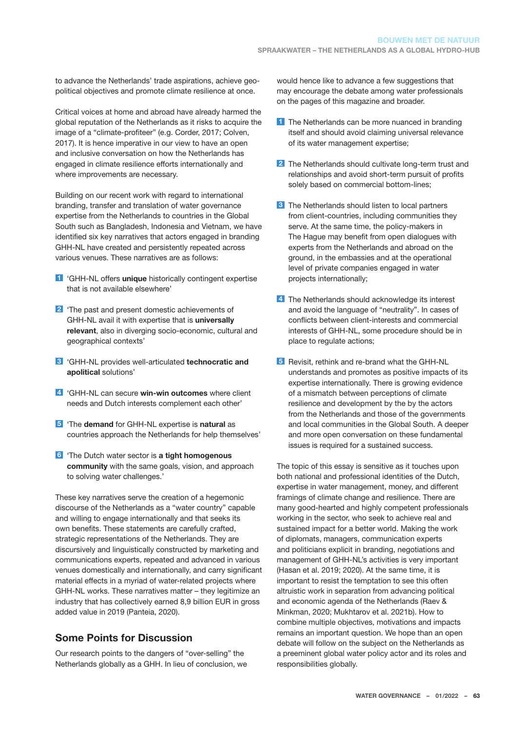to advance the Netherlands' trade aspirations, achieve geo-political objectives and promote climate resilience at once.

Critical voices at home and abroad have already harmed the global reputation of the Netherlands as it risks to acquire the image of a "climate-profiteer" (e.g. Corder, 2017; Colven, 2017). It is hence imperative in our view to have an open and inclusive conversation on how the Netherlands has engaged in climate resilience efforts internationally and where improvements are necessary.

Building on our recent work with regard to international branding, transfer and translation of water governance expertise from the Netherlands to countries in the Global South such as Bangladesh, Indonesia and Vietnam, we have identified six key narratives that actors engaged in branding GHH-NL have created and persistently repeated across various venues. These narratives are as follows:

1. 'GHH-NL offers **unique** historically contingent expertise that is not available elsewhere'
2. 'The past and present domestic achievements of GHH-NL avail it with expertise that is **universally relevant**, also in diverging socio-economic, cultural and geographical contexts'
3. 'GHH-NL provides well-articulated **technocratic and apolitical** solutions'
4. 'GHH-NL can secure **win-win outcomes** where client needs and Dutch interests complement each other'
5. 'The **demand** for GHH-NL expertise is **natural** as countries approach the Netherlands for help themselves'
6. 'The Dutch water sector is **a tight homogenous community** with the same goals, vision, and approach to solving water challenges.'

These key narratives serve the creation of a hegemonic discourse of the Netherlands as a "water country" capable and willing to engage internationally and that seeks its own benefits. These statements are carefully crafted, strategic representations of the Netherlands. They are discursively and linguistically constructed by marketing and communications experts, repeated and advanced in various venues domestically and internationally, and carry significant material effects in a myriad of water-related projects where GHH-NL works. These narratives matter – they legitimize an industry that has collectively earned 8,9 billion EUR in gross added value in 2019 (Panteia, 2020).

## Some Points for Discussion

Our research points to the dangers of "over-selling" the Netherlands globally as a GHH. In lieu of conclusion, we would hence like to advance a few suggestions that may encourage the debate among water professionals on the pages of this magazine and broader.

1. The Netherlands can be more nuanced in branding itself and should avoid claiming universal relevance of its water management expertise;
2. The Netherlands should cultivate long-term trust and relationships and avoid short-term pursuit of profits solely based on commercial bottom-lines;
3. The Netherlands should listen to local partners from client-countries, including communities they serve. At the same time, the policy-makers in The Hague may benefit from open dialogues with experts from the Netherlands and abroad on the ground, in the embassies and at the operational level of private companies engaged in water projects internationally;
4. The Netherlands should acknowledge its interest and avoid the language of "neutrality". In cases of conflicts between client-interests and commercial interests of GHH-NL, some procedure should be in place to regulate actions;
5. Revisit, rethink and re-brand what the GHH-NL understands and promotes as positive impacts of its expertise internationally. There is growing evidence of a mismatch between perceptions of climate resilience and development by the by the actors from the Netherlands and those of the governments and local communities in the Global South. A deeper and more open conversation on these fundamental issues is required for a sustained success.

The topic of this essay is sensitive as it touches upon both national and professional identities of the Dutch, expertise in water management, money, and different framings of climate change and resilience. There are many good-hearted and highly competent professionals working in the sector, who seek to achieve real and sustained impact for a better world. Making the work of diplomats, managers, communication experts and politicians explicit in branding, negotiations and management of GHH-NL's activities is very important (Hasan et al. 2019; 2020). At the same time, it is important to resist the temptation to see this often altruistic work in separation from advancing political and economic agenda of the Netherlands (Raev & Minkman, 2020; Mukhtarov et al. 2021b). How to combine multiple objectives, motivations and impacts remains an important question. We hope than an open debate will follow on the subject on the Netherlands as a preeminent global water policy actor and its roles and responsibilities globally.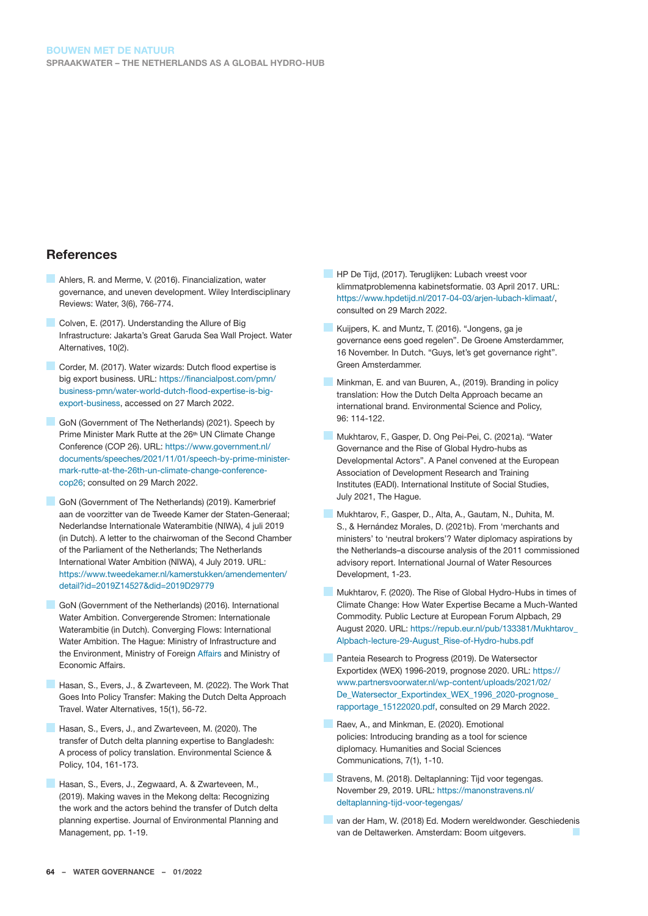## References

- Ahlers, R. and Merme, V. (2016). Financialization, water governance, and uneven development. Wiley Interdisciplinary Reviews: Water, 3(6), 766-774.
- Colven, E. (2017). Understanding the Allure of Big Infrastructure: Jakarta's Great Garuda Sea Wall Project. Water Alternatives, 10(2).
- Corder, M. (2017). Water wizards: Dutch flood expertise is big export business. URL: https://financialpost.com/pmn/business-pmn/water-world-dutch-flood-expertise-is-big-export-business, accessed on 27 March 2022.
- GoN (Government of The Netherlands) (2021). Speech by Prime Minister Mark Rutte at the 26th UN Climate Change Conference (COP 26). URL: https://www.government.nl/documents/speeches/2021/11/01/speech-by-prime-minister-mark-rutte-at-the-26th-un-climate-change-conference-cop26; consulted on 29 March 2022.
- GoN (Government of The Netherlands) (2019). Kamerbrief aan de voorzitter van de Tweede Kamer der Staten-Generaal; Nederlandse Internationale Waterambitie (NIWA), 4 juli 2019 (in Dutch). A letter to the chairwoman of the Second Chamber of the Parliament of the Netherlands; The Netherlands International Water Ambition (NIWA), 4 July 2019. URL: https://www.tweedekamer.nl/kamerstukken/amendementen/detail?id=2019Z14527&did=2019D29779
- GoN (Government of the Netherlands) (2016). International Water Ambition. Convergerende Stromen: Internationale Waterambitie (in Dutch). Converging Flows: International Water Ambition. The Hague: Ministry of Infrastructure and the Environment, Ministry of Foreign Affairs and Ministry of Economic Affairs.
- Hasan, S., Evers, J., & Zwarteveen, M. (2022). The Work That Goes Into Policy Transfer: Making the Dutch Delta Approach Travel. Water Alternatives, 15(1), 56-72.
- Hasan, S., Evers, J., and Zwarteveen, M. (2020). The transfer of Dutch delta planning expertise to Bangladesh: A process of policy translation. Environmental Science & Policy, 104, 161-173.
- Hasan, S., Evers, J., Zegwaard, A. & Zwarteveen, M., (2019). Making waves in the Mekong delta: Recognizing the work and the actors behind the transfer of Dutch delta planning expertise. Journal of Environmental Planning and Management, pp. 1-19.
- HP De Tijd, (2017). Teruglijken: Lubach vreest voor klimmatproblemenna kabinetsformatie. 03 April 2017. URL: https://www.hpdetijd.nl/2017-04-03/arjen-lubach-klimaat/, consulted on 29 March 2022.
- Kuijpers, K. and Muntz, T. (2016). "Jongens, ga je governance eens goed regelen". De Groene Amsterdammer, 16 November. In Dutch. "Guys, let's get governance right". Green Amsterdammer.
- Minkman, E. and van Buuren, A., (2019). Branding in policy translation: How the Dutch Delta Approach became an international brand. Environmental Science and Policy, 96: 114-122.
- Mukhtarov, F., Gasper, D. Ong Pei-Pei, C. (2021a). "Water Governance and the Rise of Global Hydro-hubs as Developmental Actors". A Panel convened at the European Association of Development Research and Training Institutes (EADI). International Institute of Social Studies, July 2021, The Hague.
- Mukhtarov, F., Gasper, D., Alta, A., Gautam, N., Duhita, M. S., & Hernández Morales, D. (2021b). From 'merchants and ministers' to 'neutral brokers'? Water diplomacy aspirations by the Netherlands–a discourse analysis of the 2011 commissioned advisory report. International Journal of Water Resources Development, 1-23.
- Mukhtarov, F. (2020). The Rise of Global Hydro-Hubs in times of Climate Change: How Water Expertise Became a Much-Wanted Commodity. Public Lecture at European Forum Alpbach, 29 August 2020. URL: https://repub.eur.nl/pub/133381/Mukhtarov_Alpbach-lecture-29-August_Rise-of-Hydro-hubs.pdf
- Panteia Research to Progress (2019). De Watersector Exportidex (WEX) 1996-2019, prognose 2020. URL: https://www.partnersvoorwater.nl/wp-content/uploads/2021/02/De_Watersector_Exportindex_WEX_1996_2020-prognose_rapportage_15122020.pdf, consulted on 29 March 2022.
- Raev, A., and Minkman, E. (2020). Emotional policies: Introducing branding as a tool for science diplomacy. Humanities and Social Sciences Communications, 7(1), 1-10.
- Stravens, M. (2018). Deltaplanning: Tijd voor tegengas. November 29, 2019. URL: https://manonstravens.nl/deltaplanning-tijd-voor-tegengas/
- van der Ham, W. (2018) Ed. Modern wereldwonder. Geschiedenis van de Deltawerken. Amsterdam: Boom uitgevers.